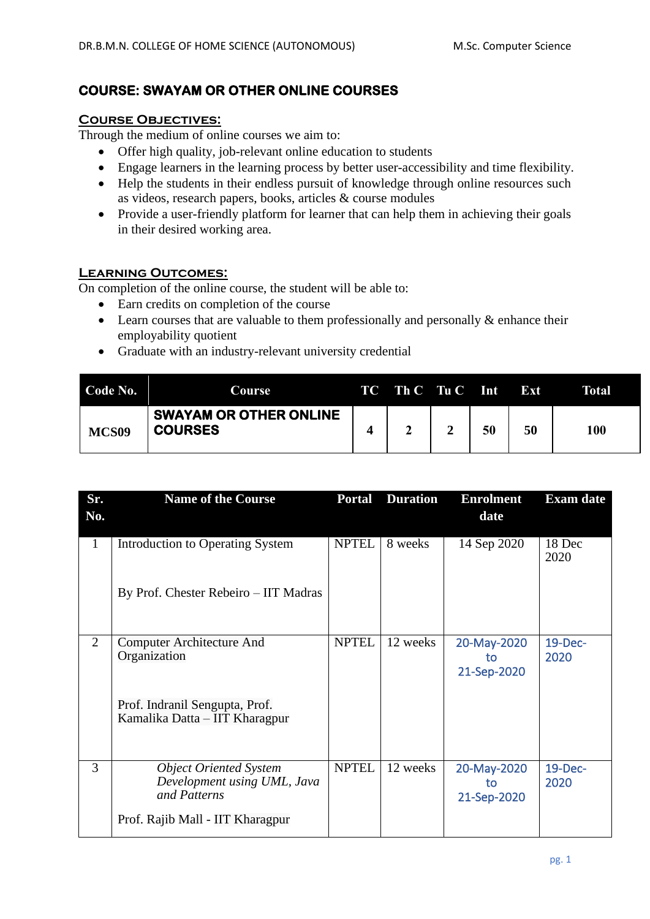# COURSE: SWAYAM OR OTHER ONLINE COURSES

## Course Objectives:

Through the medium of online courses we aim to:

- Offer high quality, job-relevant online education to students
- Engage learners in the learning process by better user-accessibility and time flexibility.
- Help the students in their endless pursuit of knowledge through online resources such as videos, research papers, books, articles & course modules
- Provide a user-friendly platform for learner that can help them in achieving their goals in their desired working area.

## Learning Outcomes:

On completion of the online course, the student will be able to:

- Earn credits on completion of the course
- Learn courses that are valuable to them professionally and personally & enhance their employability quotient
- Graduate with an industry-relevant university credential

| Code No. | Course | TC | Th C | Tu C | Int | Ext | Total |
|---|---|---|---|---|---|---|---|
| MCS09 | **SWAYAM OR OTHER ONLINE COURSES** | 4 | 2 | 2 | 50 | 50 | 100 |

| Sr. No. | Name of the Course | Portal | Duration | Enrolment date | Exam date |
|---|---|---|---|---|---|
| 1 | Introduction to Operating System<br><br>By Prof. Chester Rebeiro – IIT Madras | NPTEL | 8 weeks | 14 Sep 2020 | 18 Dec 2020 |
| 2 | Computer Architecture And Organization<br><br>Prof. Indranil Sengupta, Prof. Kamalika Datta – IIT Kharagpur | NPTEL | 12 weeks | 20-May-2020 to 21-Sep-2020 | 19-Dec-2020 |
| 3 | *Object Oriented System Development using UML, Java and Patterns*<br><br>Prof. Rajib Mall - IIT Kharagpur | NPTEL | 12 weeks | 20-May-2020 to 21-Sep-2020 | 19-Dec-2020 |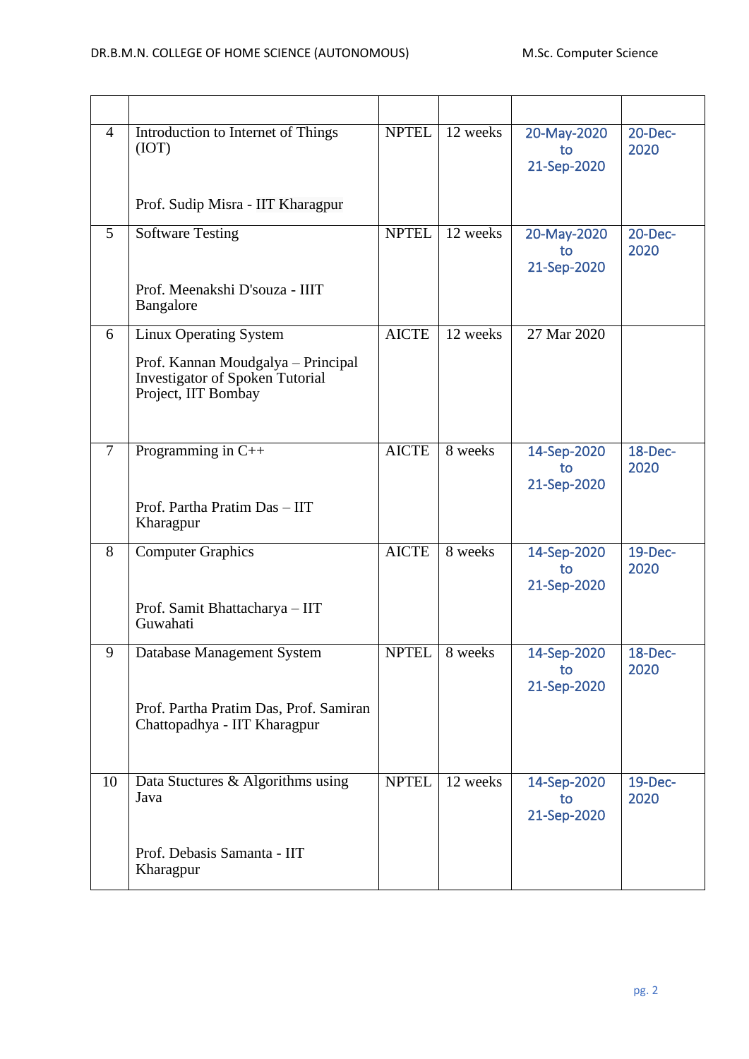| | | | | | |
|---|---|---|---|---|---|
| 4 | Introduction to Internet of Things (IOT)<br><br>Prof. Sudip Misra - IIT Kharagpur | NPTEL | 12 weeks | 20-May-2020 to 21-Sep-2020 | 20-Dec-2020 |
| 5 | Software Testing<br><br>Prof. Meenakshi D'souza - IIIT Bangalore | NPTEL | 12 weeks | 20-May-2020 to 21-Sep-2020 | 20-Dec-2020 |
| 6 | Linux Operating System<br><br>Prof. Kannan Moudgalya – Principal Investigator of Spoken Tutorial Project, IIT Bombay | AICTE | 12 weeks | 27 Mar 2020 | |
| 7 | Programming in C++<br><br>Prof. Partha Pratim Das – IIT Kharagpur | AICTE | 8 weeks | 14-Sep-2020 to 21-Sep-2020 | 18-Dec-2020 |
| 8 | Computer Graphics<br><br>Prof. Samit Bhattacharya – IIT Guwahati | AICTE | 8 weeks | 14-Sep-2020 to 21-Sep-2020 | 19-Dec-2020 |
| 9 | Database Management System<br><br>Prof. Partha Pratim Das, Prof. Samiran Chattopadhya - IIT Kharagpur | NPTEL | 8 weeks | 14-Sep-2020 to 21-Sep-2020 | 18-Dec-2020 |
| 10 | Data Stuctures & Algorithms using Java<br><br>Prof. Debasis Samanta - IIT Kharagpur | NPTEL | 12 weeks | 14-Sep-2020 to 21-Sep-2020 | 19-Dec-2020 |